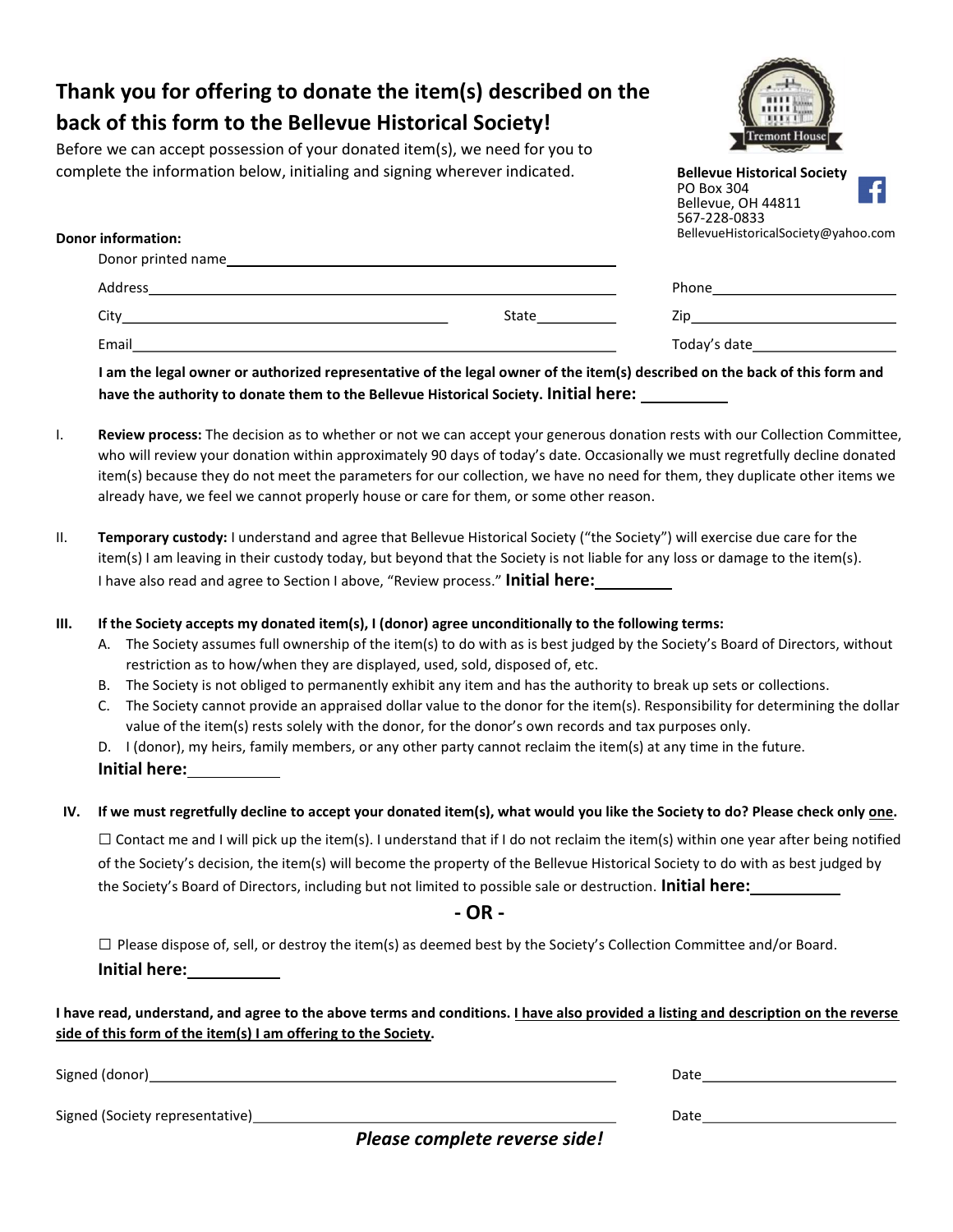# Thank you for offering to donate the item(s) described on the back of this form to the Bellevue Historical Society!

Before we can accept possession of your donated item(s), we need for you to complete the information below, initialing and signing wherever indicated.

**Bellevue Historical Society**
PO Box 304
Bellevue, OH 44811
567-228-0833
BellevueHistoricalSociety@yahoo.com

**Donor information:**

Donor printed name\_\_\_\_\_\_\_\_\_\_\_\_\_\_\_\_\_\_\_\_\_\_\_\_\_\_\_\_\_\_\_\_\_\_\_\_\_\_\_\_

Address\_\_\_\_\_\_\_\_\_\_\_\_\_\_\_\_\_\_\_\_\_\_\_\_\_\_\_\_\_\_\_\_\_\_\_\_\_\_\_\_ Phone\_\_\_\_\_\_\_\_\_\_\_\_\_\_\_\_\_\_\_\_

City\_\_\_\_\_\_\_\_\_\_\_\_\_\_\_\_\_\_\_\_\_\_\_\_\_\_\_\_\_\_ State\_\_\_\_\_\_\_\_ Zip\_\_\_\_\_\_\_\_\_\_\_\_\_\_\_\_\_\_\_\_

Email\_\_\_\_\_\_\_\_\_\_\_\_\_\_\_\_\_\_\_\_\_\_\_\_\_\_\_\_\_\_\_\_\_\_\_\_\_\_\_\_ Today's date\_\_\_\_\_\_\_\_\_\_\_\_\_\_\_\_\_\_\_\_

**I am the legal owner or authorized representative of the legal owner of the item(s) described on the back of this form and have the authority to donate them to the Bellevue Historical Society. Initial here:** \_\_\_\_\_\_\_\_\_\_

I. **Review process:** The decision as to whether or not we can accept your generous donation rests with our Collection Committee, who will review your donation within approximately 90 days of today's date. Occasionally we must regretfully decline donated item(s) because they do not meet the parameters for our collection, we have no need for them, they duplicate other items we already have, we feel we cannot properly house or care for them, or some other reason.

II. **Temporary custody:** I understand and agree that Bellevue Historical Society ("the Society") will exercise due care for the item(s) I am leaving in their custody today, but beyond that the Society is not liable for any loss or damage to the item(s). I have also read and agree to Section I above, "Review process." **Initial here:**\_\_\_\_\_\_\_\_\_\_

III. **If the Society accepts my donated item(s), I (donor) agree unconditionally to the following terms:**

A. The Society assumes full ownership of the item(s) to do with as is best judged by the Society's Board of Directors, without restriction as to how/when they are displayed, used, sold, disposed of, etc.

B. The Society is not obliged to permanently exhibit any item and has the authority to break up sets or collections.

C. The Society cannot provide an appraised dollar value to the donor for the item(s). Responsibility for determining the dollar value of the item(s) rests solely with the donor, for the donor's own records and tax purposes only.

D. I (donor), my heirs, family members, or any other party cannot reclaim the item(s) at any time in the future.

**Initial here:**\_\_\_\_\_\_\_\_\_\_

IV. **If we must regretfully decline to accept your donated item(s), what would you like the Society to do? Please check only <u>one</u>.**

☐ Contact me and I will pick up the item(s). I understand that if I do not reclaim the item(s) within one year after being notified of the Society's decision, the item(s) will become the property of the Bellevue Historical Society to do with as best judged by the Society's Board of Directors, including but not limited to possible sale or destruction. **Initial here:**\_\_\_\_\_\_\_\_\_\_

**- OR -**

☐ Please dispose of, sell, or destroy the item(s) as deemed best by the Society's Collection Committee and/or Board.

**Initial here:**\_\_\_\_\_\_\_\_\_\_

**I have read, understand, and agree to the above terms and conditions. <u>I have also provided a listing and description on the reverse side of this form of the item(s) I am offering to the Society</u>.**

Signed (donor)\_\_\_\_\_\_\_\_\_\_\_\_\_\_\_\_\_\_\_\_\_\_\_\_\_\_\_\_\_\_\_\_\_\_\_\_\_\_\_\_ Date\_\_\_\_\_\_\_\_\_\_\_\_\_\_\_\_\_\_\_\_

Signed (Society representative)\_\_\_\_\_\_\_\_\_\_\_\_\_\_\_\_\_\_\_\_\_\_\_\_\_\_\_\_\_\_ Date\_\_\_\_\_\_\_\_\_\_\_\_\_\_\_\_\_\_\_\_

***Please complete reverse side!***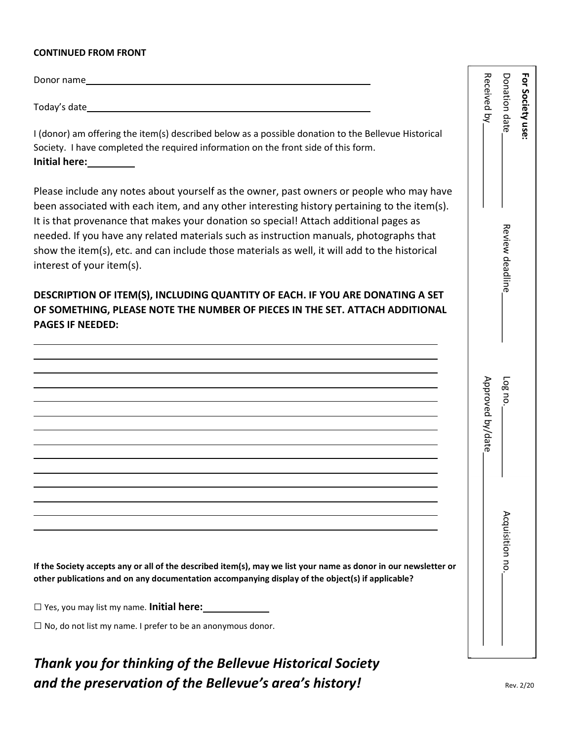**CONTINUED FROM FRONT**

Donor name\_\_\_\_\_\_\_\_\_\_\_\_\_\_\_\_\_\_\_\_\_\_\_\_\_\_\_\_\_\_\_\_\_\_\_\_\_\_\_\_\_\_\_\_\_\_\_\_

Today's date\_\_\_\_\_\_\_\_\_\_\_\_\_\_\_\_\_\_\_\_\_\_\_\_\_\_\_\_\_\_\_\_\_\_\_\_\_\_\_\_\_\_\_\_\_\_\_\_

I (donor) am offering the item(s) described below as a possible donation to the Bellevue Historical Society. I have completed the required information on the front side of this form.
**Initial here:**\_\_\_\_\_\_\_\_

Please include any notes about yourself as the owner, past owners or people who may have been associated with each item, and any other interesting history pertaining to the item(s). It is that provenance that makes your donation so special! Attach additional pages as needed. If you have any related materials such as instruction manuals, photographs that show the item(s), etc. and can include those materials as well, it will add to the historical interest of your item(s).

**DESCRIPTION OF ITEM(S), INCLUDING QUANTITY OF EACH. IF YOU ARE DONATING A SET OF SOMETHING, PLEASE NOTE THE NUMBER OF PIECES IN THE SET. ATTACH ADDITIONAL PAGES IF NEEDED:**

\_\_\_\_\_\_\_\_\_\_\_\_\_\_\_\_\_\_\_\_\_\_\_\_\_\_\_\_\_\_\_\_\_\_\_\_\_\_\_\_\_\_\_\_\_\_\_\_\_\_\_\_\_\_\_\_\_\_\_\_\_\_\_\_

\_\_\_\_\_\_\_\_\_\_\_\_\_\_\_\_\_\_\_\_\_\_\_\_\_\_\_\_\_\_\_\_\_\_\_\_\_\_\_\_\_\_\_\_\_\_\_\_\_\_\_\_\_\_\_\_\_\_\_\_\_\_\_\_

\_\_\_\_\_\_\_\_\_\_\_\_\_\_\_\_\_\_\_\_\_\_\_\_\_\_\_\_\_\_\_\_\_\_\_\_\_\_\_\_\_\_\_\_\_\_\_\_\_\_\_\_\_\_\_\_\_\_\_\_\_\_\_\_

\_\_\_\_\_\_\_\_\_\_\_\_\_\_\_\_\_\_\_\_\_\_\_\_\_\_\_\_\_\_\_\_\_\_\_\_\_\_\_\_\_\_\_\_\_\_\_\_\_\_\_\_\_\_\_\_\_\_\_\_\_\_\_\_

\_\_\_\_\_\_\_\_\_\_\_\_\_\_\_\_\_\_\_\_\_\_\_\_\_\_\_\_\_\_\_\_\_\_\_\_\_\_\_\_\_\_\_\_\_\_\_\_\_\_\_\_\_\_\_\_\_\_\_\_\_\_\_\_

\_\_\_\_\_\_\_\_\_\_\_\_\_\_\_\_\_\_\_\_\_\_\_\_\_\_\_\_\_\_\_\_\_\_\_\_\_\_\_\_\_\_\_\_\_\_\_\_\_\_\_\_\_\_\_\_\_\_\_\_\_\_\_\_

\_\_\_\_\_\_\_\_\_\_\_\_\_\_\_\_\_\_\_\_\_\_\_\_\_\_\_\_\_\_\_\_\_\_\_\_\_\_\_\_\_\_\_\_\_\_\_\_\_\_\_\_\_\_\_\_\_\_\_\_\_\_\_\_

\_\_\_\_\_\_\_\_\_\_\_\_\_\_\_\_\_\_\_\_\_\_\_\_\_\_\_\_\_\_\_\_\_\_\_\_\_\_\_\_\_\_\_\_\_\_\_\_\_\_\_\_\_\_\_\_\_\_\_\_\_\_\_\_

\_\_\_\_\_\_\_\_\_\_\_\_\_\_\_\_\_\_\_\_\_\_\_\_\_\_\_\_\_\_\_\_\_\_\_\_\_\_\_\_\_\_\_\_\_\_\_\_\_\_\_\_\_\_\_\_\_\_\_\_\_\_\_\_

\_\_\_\_\_\_\_\_\_\_\_\_\_\_\_\_\_\_\_\_\_\_\_\_\_\_\_\_\_\_\_\_\_\_\_\_\_\_\_\_\_\_\_\_\_\_\_\_\_\_\_\_\_\_\_\_\_\_\_\_\_\_\_\_

\_\_\_\_\_\_\_\_\_\_\_\_\_\_\_\_\_\_\_\_\_\_\_\_\_\_\_\_\_\_\_\_\_\_\_\_\_\_\_\_\_\_\_\_\_\_\_\_\_\_\_\_\_\_\_\_\_\_\_\_\_\_\_\_

\_\_\_\_\_\_\_\_\_\_\_\_\_\_\_\_\_\_\_\_\_\_\_\_\_\_\_\_\_\_\_\_\_\_\_\_\_\_\_\_\_\_\_\_\_\_\_\_\_\_\_\_\_\_\_\_\_\_\_\_\_\_\_\_

\_\_\_\_\_\_\_\_\_\_\_\_\_\_\_\_\_\_\_\_\_\_\_\_\_\_\_\_\_\_\_\_\_\_\_\_\_\_\_\_\_\_\_\_\_\_\_\_\_\_\_\_\_\_\_\_\_\_\_\_\_\_\_\_

\_\_\_\_\_\_\_\_\_\_\_\_\_\_\_\_\_\_\_\_\_\_\_\_\_\_\_\_\_\_\_\_\_\_\_\_\_\_\_\_\_\_\_\_\_\_\_\_\_\_\_\_\_\_\_\_\_\_\_\_\_\_\_\_

**If the Society accepts any or all of the described item(s), may we list your name as donor in our newsletter or other publications and on any documentation accompanying display of the object(s) if applicable?**

☐ Yes, you may list my name. **Initial here:**\_\_\_\_\_\_\_\_\_\_\_\_

☐ No, do not list my name. I prefer to be an anonymous donor.

***Thank you for thinking of the Bellevue Historical Society and the preservation of the Bellevue's area's history!***

**For Society use:**

Donation date\_\_\_\_\_\_\_\_ Review deadline\_\_\_\_\_\_\_\_ Log no.\_\_\_\_\_\_\_\_ Acquisition no.\_\_\_\_\_\_\_\_

Received by\_\_\_\_\_\_\_\_ Approved by/date\_\_\_\_\_\_\_\_

Rev. 2/20